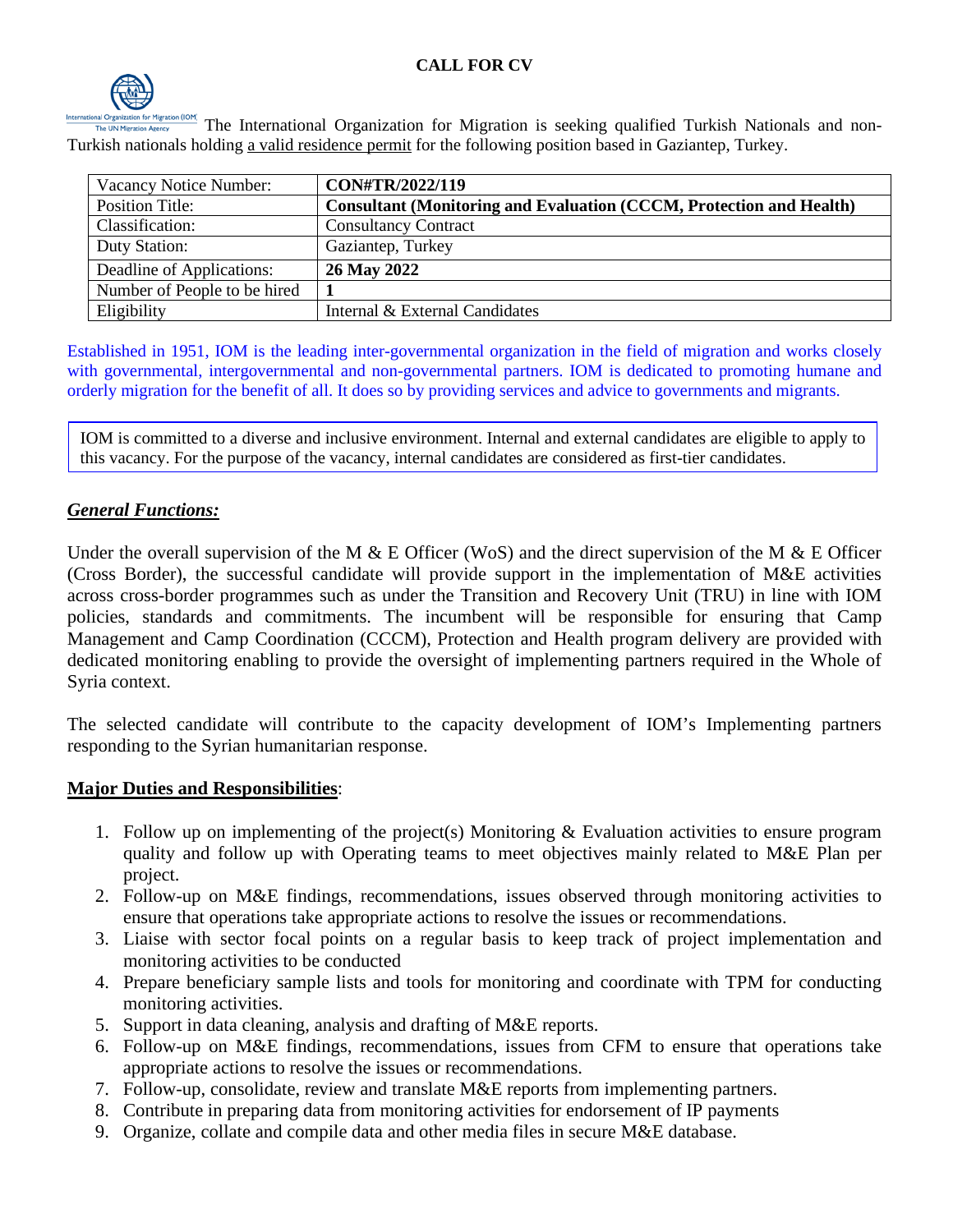# CALL FOR CV

The International Organization for Migration is seeking qualified Turkish Nationals and non-Turkish nationals holding a valid residence permit for the following position based in Gaziantep, Turkey.

| | |
|---|---|
| Vacancy Notice Number: | **CON#TR/2022/119** |
| Position Title: | **Consultant (Monitoring and Evaluation (CCCM, Protection and Health)** |
| Classification: | Consultancy Contract |
| Duty Station: | Gaziantep, Turkey |
| Deadline of Applications: | **26 May 2022** |
| Number of People to be hired | **1** |
| Eligibility | Internal & External Candidates |

Established in 1951, IOM is the leading inter-governmental organization in the field of migration and works closely with governmental, intergovernmental and non-governmental partners. IOM is dedicated to promoting humane and orderly migration for the benefit of all. It does so by providing services and advice to governments and migrants.

IOM is committed to a diverse and inclusive environment. Internal and external candidates are eligible to apply to this vacancy. For the purpose of the vacancy, internal candidates are considered as first-tier candidates.

## *General Functions:*

Under the overall supervision of the M & E Officer (WoS) and the direct supervision of the M & E Officer (Cross Border), the successful candidate will provide support in the implementation of M&E activities across cross-border programmes such as under the Transition and Recovery Unit (TRU) in line with IOM policies, standards and commitments. The incumbent will be responsible for ensuring that Camp Management and Camp Coordination (CCCM), Protection and Health program delivery are provided with dedicated monitoring enabling to provide the oversight of implementing partners required in the Whole of Syria context.

The selected candidate will contribute to the capacity development of IOM's Implementing partners responding to the Syrian humanitarian response.

## **Major Duties and Responsibilities**:

1. Follow up on implementing of the project(s) Monitoring & Evaluation activities to ensure program quality and follow up with Operating teams to meet objectives mainly related to M&E Plan per project.
2. Follow-up on M&E findings, recommendations, issues observed through monitoring activities to ensure that operations take appropriate actions to resolve the issues or recommendations.
3. Liaise with sector focal points on a regular basis to keep track of project implementation and monitoring activities to be conducted
4. Prepare beneficiary sample lists and tools for monitoring and coordinate with TPM for conducting monitoring activities.
5. Support in data cleaning, analysis and drafting of M&E reports.
6. Follow-up on M&E findings, recommendations, issues from CFM to ensure that operations take appropriate actions to resolve the issues or recommendations.
7. Follow-up, consolidate, review and translate M&E reports from implementing partners.
8. Contribute in preparing data from monitoring activities for endorsement of IP payments
9. Organize, collate and compile data and other media files in secure M&E database.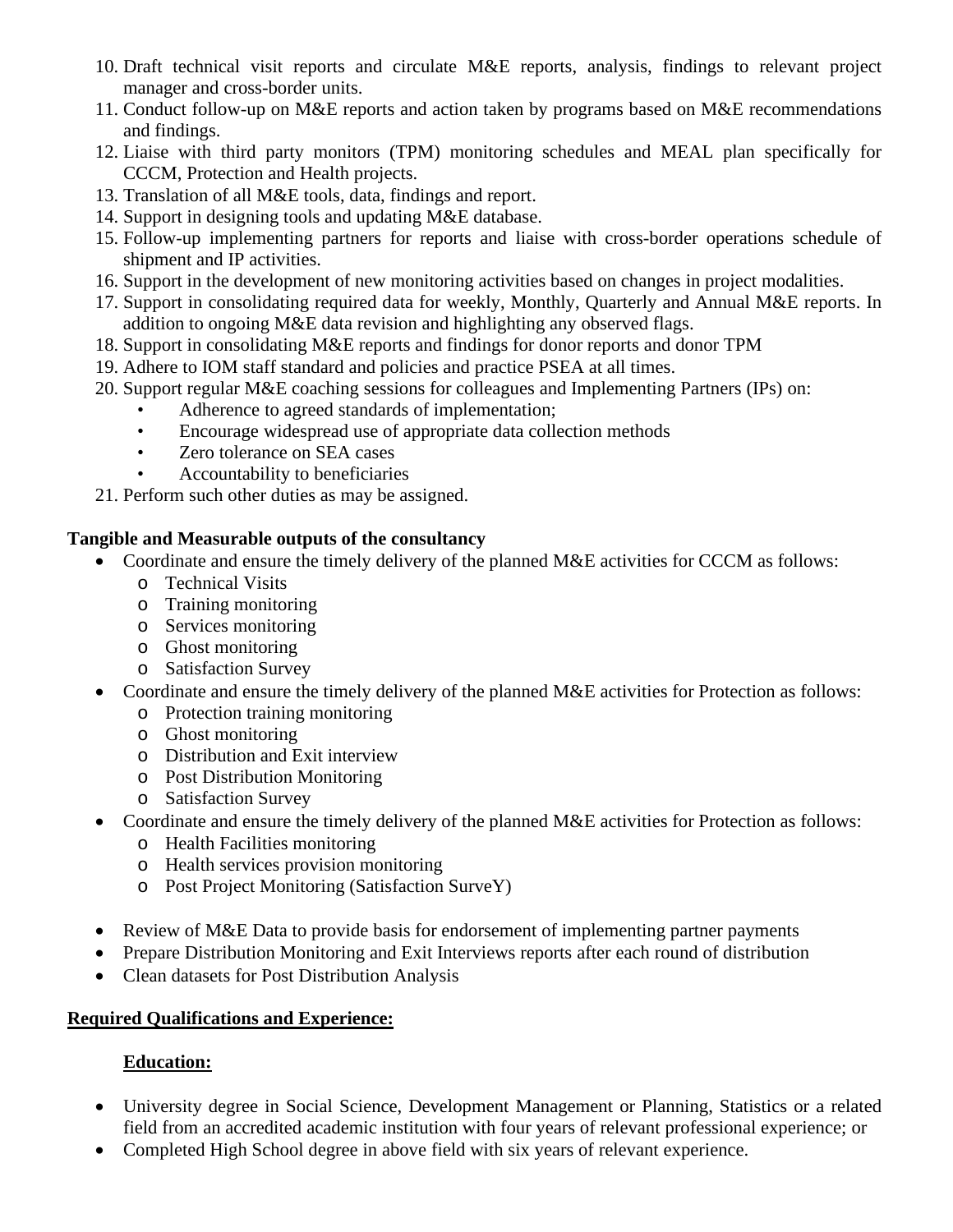10. Draft technical visit reports and circulate M&E reports, analysis, findings to relevant project manager and cross-border units.
11. Conduct follow-up on M&E reports and action taken by programs based on M&E recommendations and findings.
12. Liaise with third party monitors (TPM) monitoring schedules and MEAL plan specifically for CCCM, Protection and Health projects.
13. Translation of all M&E tools, data, findings and report.
14. Support in designing tools and updating M&E database.
15. Follow-up implementing partners for reports and liaise with cross-border operations schedule of shipment and IP activities.
16. Support in the development of new monitoring activities based on changes in project modalities.
17. Support in consolidating required data for weekly, Monthly, Quarterly and Annual M&E reports. In addition to ongoing M&E data revision and highlighting any observed flags.
18. Support in consolidating M&E reports and findings for donor reports and donor TPM
19. Adhere to IOM staff standard and policies and practice PSEA at all times.
20. Support regular M&E coaching sessions for colleagues and Implementing Partners (IPs) on:
    - Adherence to agreed standards of implementation;
    - Encourage widespread use of appropriate data collection methods
    - Zero tolerance on SEA cases
    - Accountability to beneficiaries
21. Perform such other duties as may be assigned.

**Tangible and Measurable outputs of the consultancy**

- Coordinate and ensure the timely delivery of the planned M&E activities for CCCM as follows:
  - Technical Visits
  - Training monitoring
  - Services monitoring
  - Ghost monitoring
  - Satisfaction Survey
- Coordinate and ensure the timely delivery of the planned M&E activities for Protection as follows:
  - Protection training monitoring
  - Ghost monitoring
  - Distribution and Exit interview
  - Post Distribution Monitoring
  - Satisfaction Survey
- Coordinate and ensure the timely delivery of the planned M&E activities for Protection as follows:
  - Health Facilities monitoring
  - Health services provision monitoring
  - Post Project Monitoring (Satisfaction SurveY)

- Review of M&E Data to provide basis for endorsement of implementing partner payments
- Prepare Distribution Monitoring and Exit Interviews reports after each round of distribution
- Clean datasets for Post Distribution Analysis

**<u>Required Qualifications and Experience:</u>**

**<u>Education:</u>**

- University degree in Social Science, Development Management or Planning, Statistics or a related field from an accredited academic institution with four years of relevant professional experience; or
- Completed High School degree in above field with six years of relevant experience.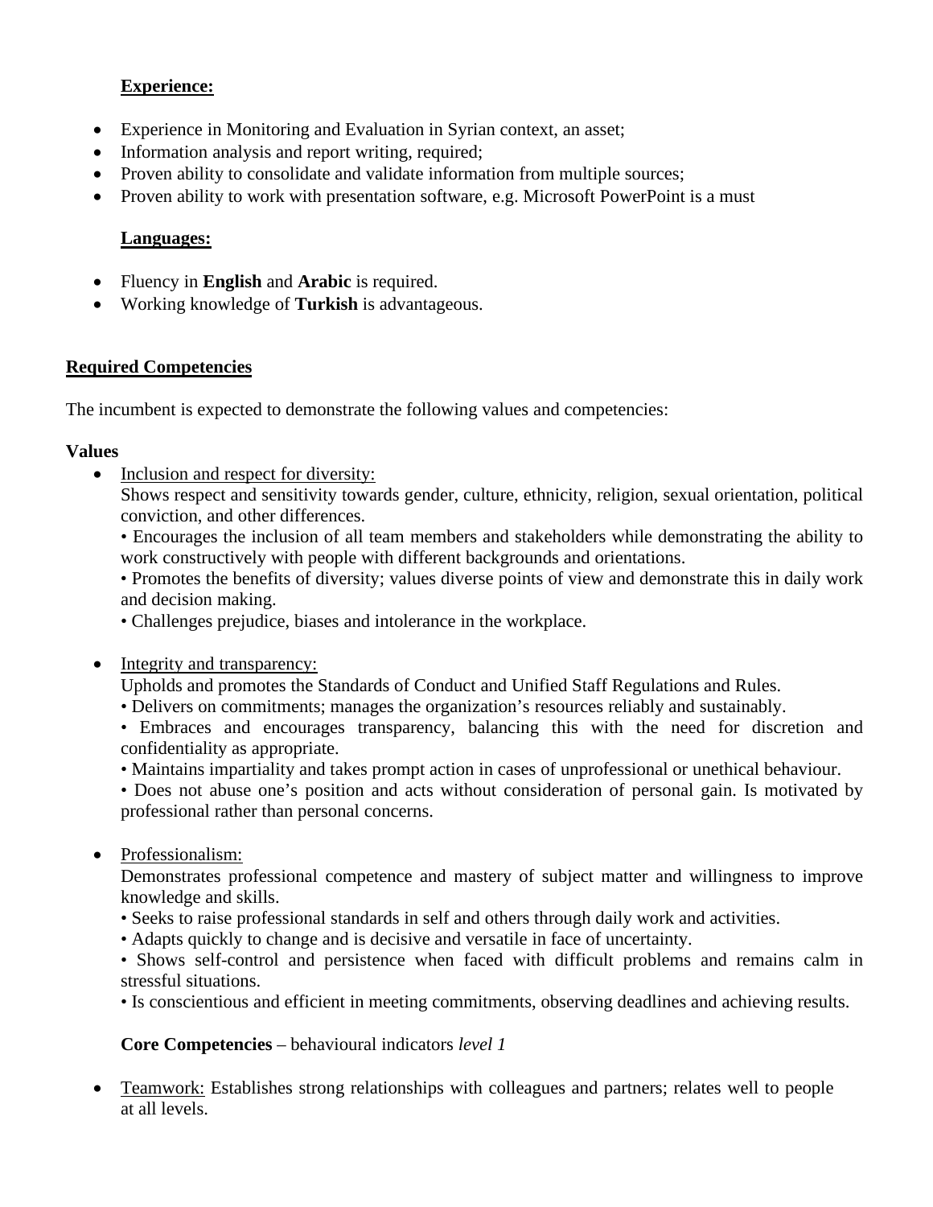**Experience:**

- Experience in Monitoring and Evaluation in Syrian context, an asset;
- Information analysis and report writing, required;
- Proven ability to consolidate and validate information from multiple sources;
- Proven ability to work with presentation software, e.g. Microsoft PowerPoint is a must

**Languages:**

- Fluency in **English** and **Arabic** is required.
- Working knowledge of **Turkish** is advantageous.

## Required Competencies

The incumbent is expected to demonstrate the following values and competencies:

**Values**

- Inclusion and respect for diversity:
  Shows respect and sensitivity towards gender, culture, ethnicity, religion, sexual orientation, political conviction, and other differences.
  • Encourages the inclusion of all team members and stakeholders while demonstrating the ability to work constructively with people with different backgrounds and orientations.
  • Promotes the benefits of diversity; values diverse points of view and demonstrate this in daily work and decision making.
  • Challenges prejudice, biases and intolerance in the workplace.

- Integrity and transparency:
  Upholds and promotes the Standards of Conduct and Unified Staff Regulations and Rules.
  • Delivers on commitments; manages the organization's resources reliably and sustainably.
  • Embraces and encourages transparency, balancing this with the need for discretion and confidentiality as appropriate.
  • Maintains impartiality and takes prompt action in cases of unprofessional or unethical behaviour.
  • Does not abuse one's position and acts without consideration of personal gain. Is motivated by professional rather than personal concerns.

- Professionalism:
  Demonstrates professional competence and mastery of subject matter and willingness to improve knowledge and skills.
  • Seeks to raise professional standards in self and others through daily work and activities.
  • Adapts quickly to change and is decisive and versatile in face of uncertainty.
  • Shows self-control and persistence when faced with difficult problems and remains calm in stressful situations.
  • Is conscientious and efficient in meeting commitments, observing deadlines and achieving results.

**Core Competencies** – behavioural indicators *level 1*

- Teamwork: Establishes strong relationships with colleagues and partners; relates well to people at all levels.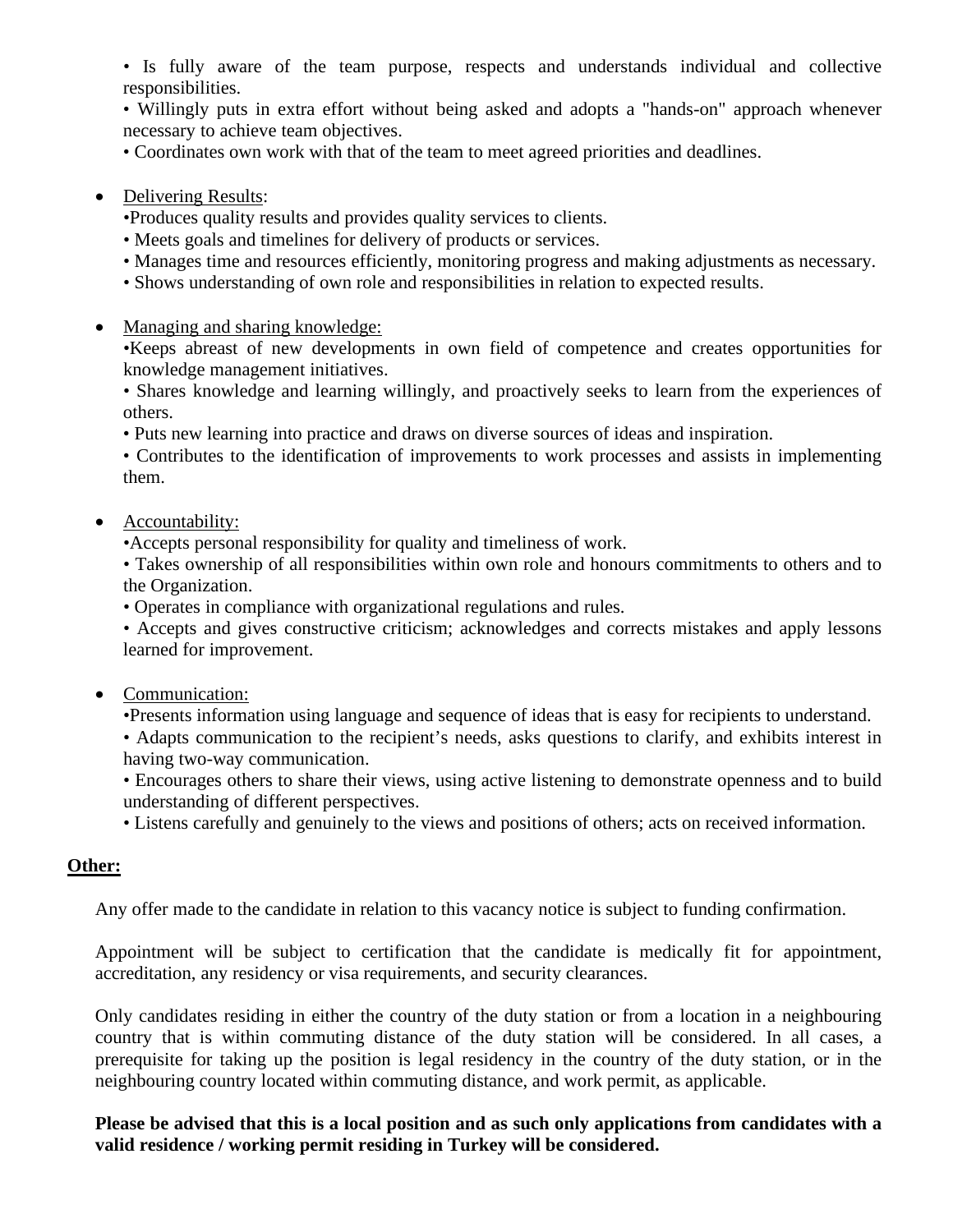• Is fully aware of the team purpose, respects and understands individual and collective responsibilities.

• Willingly puts in extra effort without being asked and adopts a "hands-on" approach whenever necessary to achieve team objectives.

• Coordinates own work with that of the team to meet agreed priorities and deadlines.

- <u>Delivering Results</u>:

  •Produces quality results and provides quality services to clients.

  • Meets goals and timelines for delivery of products or services.

  • Manages time and resources efficiently, monitoring progress and making adjustments as necessary.

  • Shows understanding of own role and responsibilities in relation to expected results.

- <u>Managing and sharing knowledge:</u>

  •Keeps abreast of new developments in own field of competence and creates opportunities for knowledge management initiatives.

  • Shares knowledge and learning willingly, and proactively seeks to learn from the experiences of others.

  • Puts new learning into practice and draws on diverse sources of ideas and inspiration.

  • Contributes to the identification of improvements to work processes and assists in implementing them.

- <u>Accountability:</u>

  •Accepts personal responsibility for quality and timeliness of work.

  • Takes ownership of all responsibilities within own role and honours commitments to others and to the Organization.

  • Operates in compliance with organizational regulations and rules.

  • Accepts and gives constructive criticism; acknowledges and corrects mistakes and apply lessons learned for improvement.

- <u>Communication:</u>

  •Presents information using language and sequence of ideas that is easy for recipients to understand.

  • Adapts communication to the recipient's needs, asks questions to clarify, and exhibits interest in having two-way communication.

  • Encourages others to share their views, using active listening to demonstrate openness and to build understanding of different perspectives.

  • Listens carefully and genuinely to the views and positions of others; acts on received information.

**<u>Other:</u>**

Any offer made to the candidate in relation to this vacancy notice is subject to funding confirmation.

Appointment will be subject to certification that the candidate is medically fit for appointment, accreditation, any residency or visa requirements, and security clearances.

Only candidates residing in either the country of the duty station or from a location in a neighbouring country that is within commuting distance of the duty station will be considered. In all cases, a prerequisite for taking up the position is legal residency in the country of the duty station, or in the neighbouring country located within commuting distance, and work permit, as applicable.

**Please be advised that this is a local position and as such only applications from candidates with a valid residence / working permit residing in Turkey will be considered.**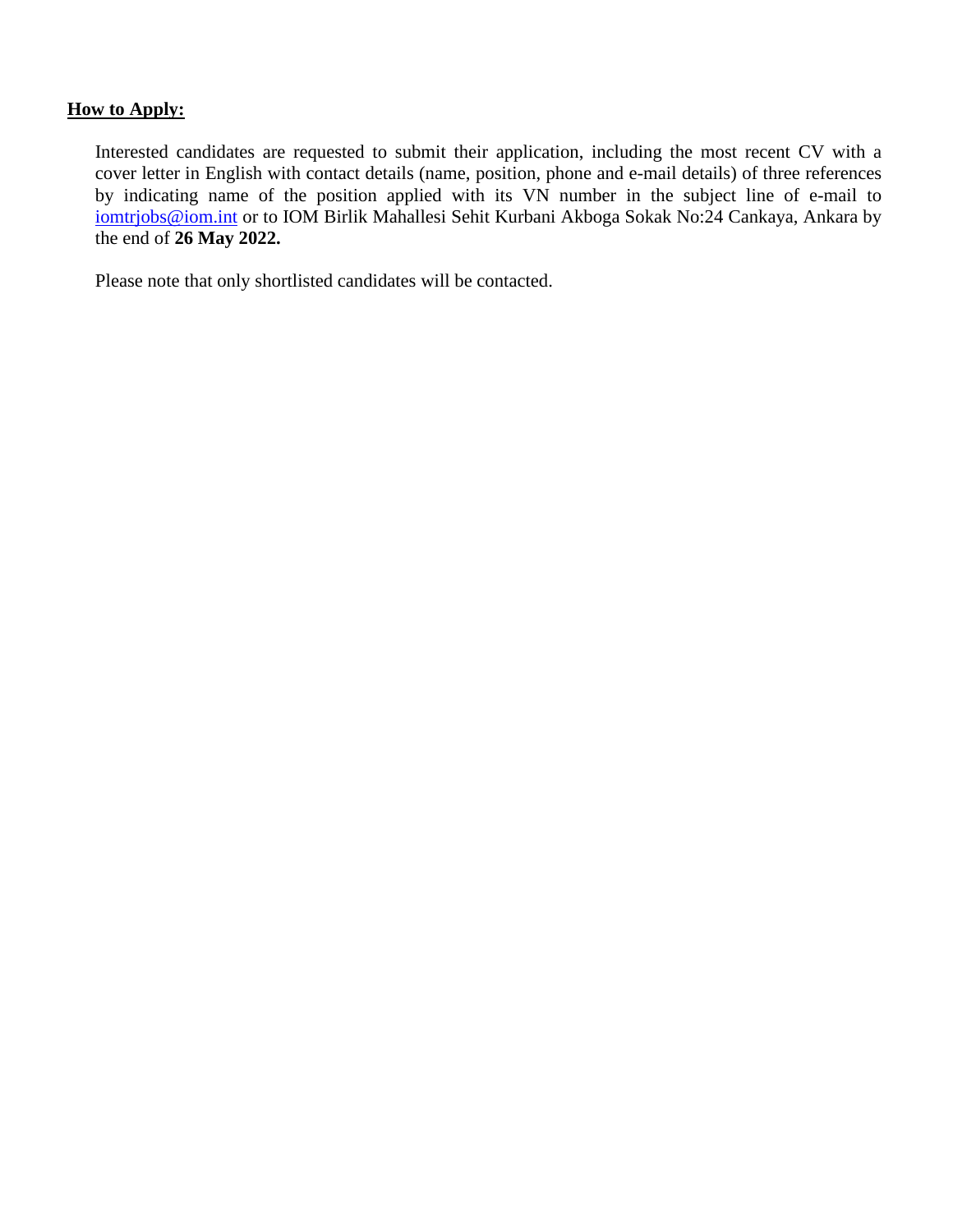**How to Apply:**

Interested candidates are requested to submit their application, including the most recent CV with a cover letter in English with contact details (name, position, phone and e-mail details) of three references by indicating name of the position applied with its VN number in the subject line of e-mail to iomtrjobs@iom.int or to IOM Birlik Mahallesi Sehit Kurbani Akboga Sokak No:24 Cankaya, Ankara by the end of **26 May 2022.**

Please note that only shortlisted candidates will be contacted.